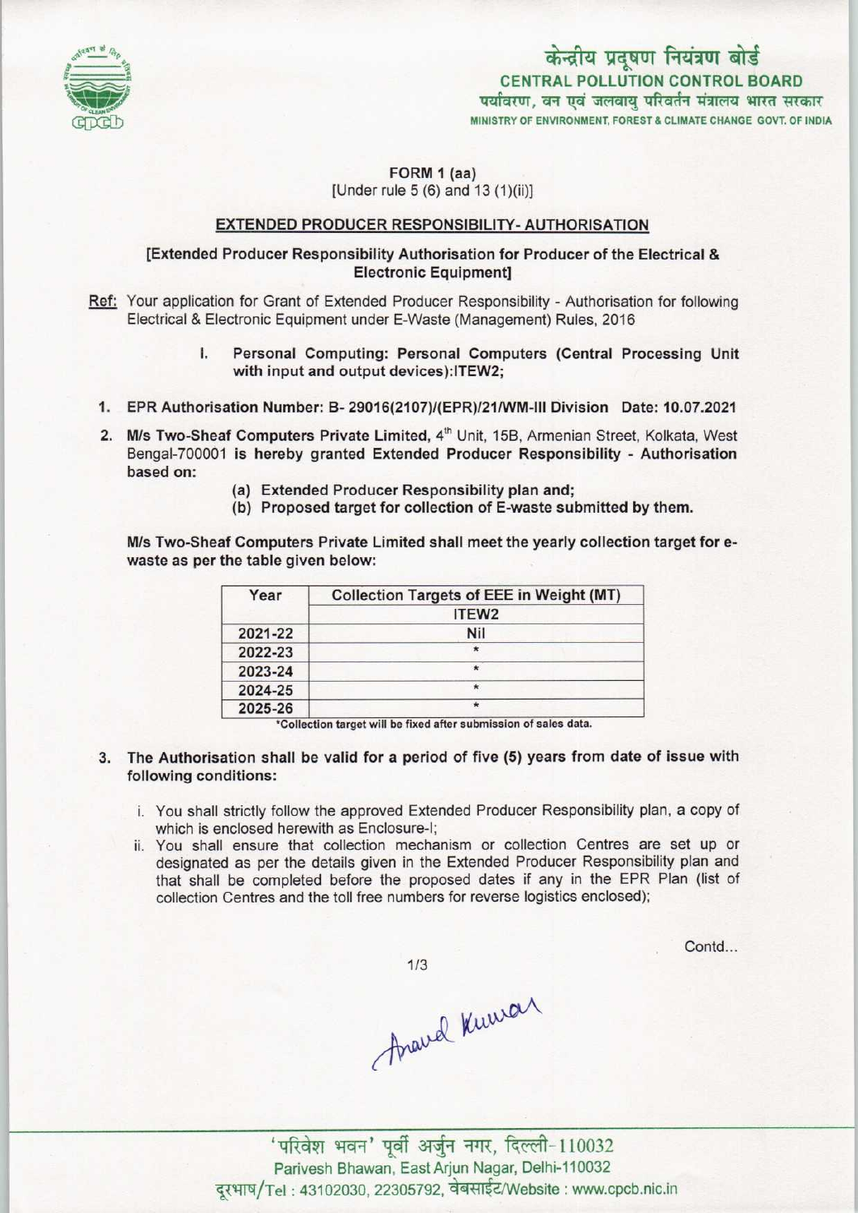केन्द्रीय प्रदूषण नियंत्रण बोर्ड
CENTRAL POLLUTION CONTROL BOARD
पर्यावरण, वन एवं जलवायु परिवर्तन मंत्रालय भारत सरकार
MINISTRY OF ENVIRONMENT, FOREST & CLIMATE CHANGE GOVT. OF INDIA

FORM 1 (aa)
[Under rule 5 (6) and 13 (1)(ii)]

## EXTENDED PRODUCER RESPONSIBILITY- AUTHORISATION

**[Extended Producer Responsibility Authorisation for Producer of the Electrical & Electronic Equipment]**

Ref: Your application for Grant of Extended Producer Responsibility - Authorisation for following Electrical & Electronic Equipment under E-Waste (Management) Rules, 2016

I. **Personal Computing: Personal Computers (Central Processing Unit with input and output devices):ITEW2;**

1. **EPR Authorisation Number: B- 29016(2107)/(EPR)/21/WM-III Division Date: 10.07.2021**
2. **M/s Two-Sheaf Computers Private Limited,** 4th Unit, 15B, Armenian Street, Kolkata, West Bengal-700001 **is hereby granted Extended Producer Responsibility - Authorisation based on:**
   - (a) Extended Producer Responsibility plan and;
   - (b) Proposed target for collection of E-waste submitted by them.

**M/s Two-Sheaf Computers Private Limited shall meet the yearly collection target for e-waste as per the table given below:**

| Year | Collection Targets of EEE in Weight (MT) |
|---|---|
| | ITEW2 |
| 2021-22 | Nil |
| 2022-23 | * |
| 2023-24 | * |
| 2024-25 | * |
| 2025-26 | * |

*Collection target will be fixed after submission of sales data.

3. **The Authorisation shall be valid for a period of five (5) years from date of issue with following conditions:**
   - i. You shall strictly follow the approved Extended Producer Responsibility plan, a copy of which is enclosed herewith as Enclosure-I;
   - ii. You shall ensure that collection mechanism or collection Centres are set up or designated as per the details given in the Extended Producer Responsibility plan and that shall be completed before the proposed dates if any in the EPR Plan (list of collection Centres and the toll free numbers for reverse logistics enclosed);

Contd...

Anand Kumar

'परिवेश भवन' पूर्वी अर्जुन नगर, दिल्ली-110032
Parivesh Bhawan, East Arjun Nagar, Delhi-110032
दूरभाष/Tel : 43102030, 22305792, वेबसाईट/Website : www.cpcb.nic.in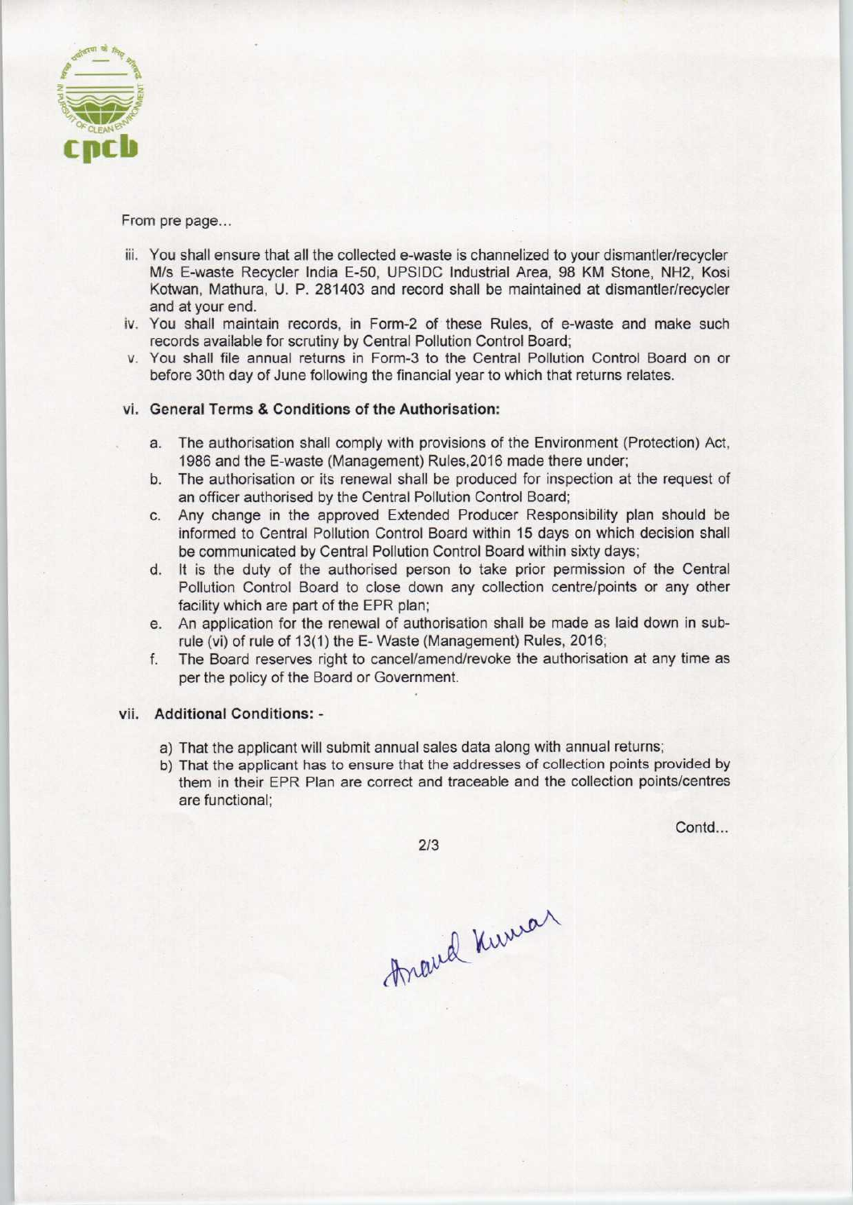From pre page...

iii. You shall ensure that all the collected e-waste is channelized to your dismantler/recycler M/s E-waste Recycler India E-50, UPSIDC Industrial Area, 98 KM Stone, NH2, Kosi Kotwan, Mathura, U. P. 281403 and record shall be maintained at dismantler/recycler and at your end.

iv. You shall maintain records, in Form-2 of these Rules, of e-waste and make such records available for scrutiny by Central Pollution Control Board;

v. You shall file annual returns in Form-3 to the Central Pollution Control Board on or before 30th day of June following the financial year to which that returns relates.

vi. **General Terms & Conditions of the Authorisation:**

a. The authorisation shall comply with provisions of the Environment (Protection) Act, 1986 and the E-waste (Management) Rules,2016 made there under;

b. The authorisation or its renewal shall be produced for inspection at the request of an officer authorised by the Central Pollution Control Board;

c. Any change in the approved Extended Producer Responsibility plan should be informed to Central Pollution Control Board within 15 days on which decision shall be communicated by Central Pollution Control Board within sixty days;

d. It is the duty of the authorised person to take prior permission of the Central Pollution Control Board to close down any collection centre/points or any other facility which are part of the EPR plan;

e. An application for the renewal of authorisation shall be made as laid down in sub-rule (vi) of rule of 13(1) the E- Waste (Management) Rules, 2016;

f. The Board reserves right to cancel/amend/revoke the authorisation at any time as per the policy of the Board or Government.

vii. **Additional Conditions: -**

a) That the applicant will submit annual sales data along with annual returns;

b) That the applicant has to ensure that the addresses of collection points provided by them in their EPR Plan are correct and traceable and the collection points/centres are functional;

Contd...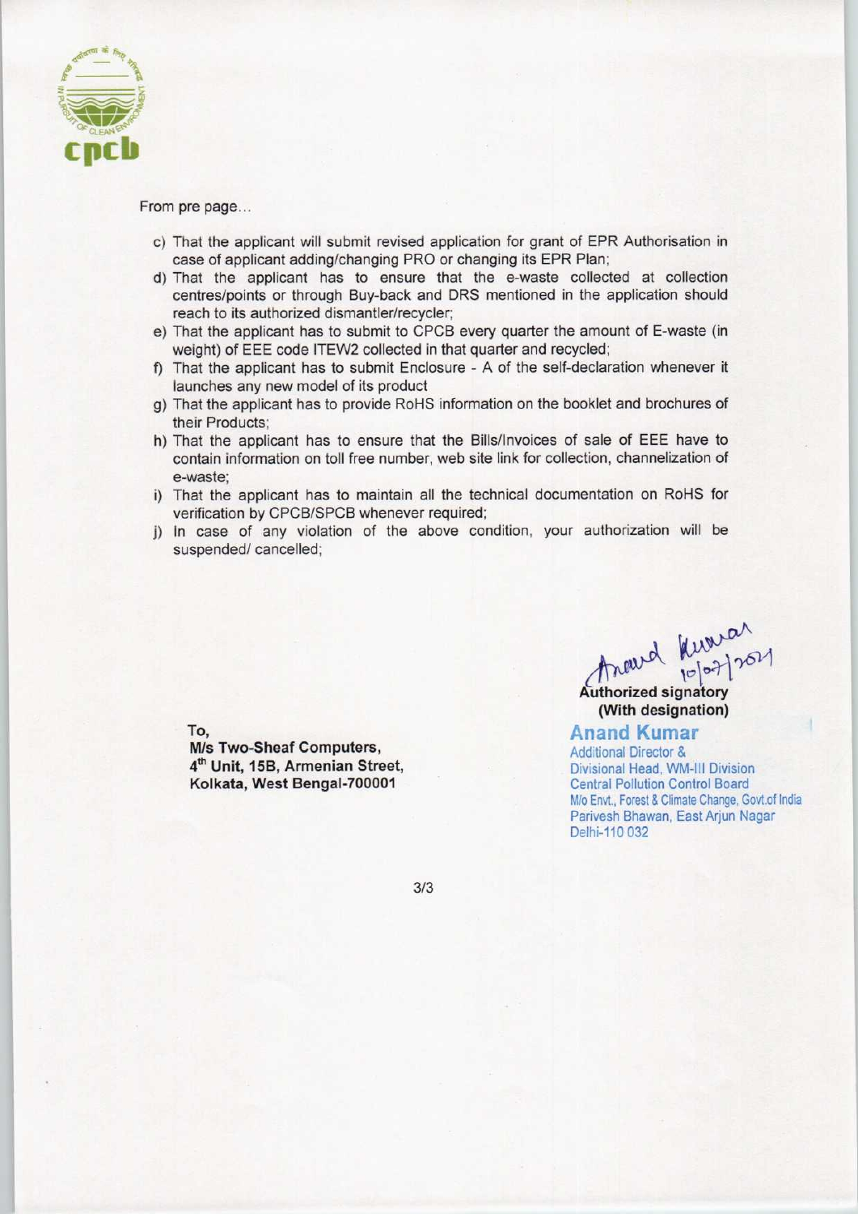From pre page...

c) That the applicant will submit revised application for grant of EPR Authorisation in case of applicant adding/changing PRO or changing its EPR Plan;
d) That the applicant has to ensure that the e-waste collected at collection centres/points or through Buy-back and DRS mentioned in the application should reach to its authorized dismantler/recycler;
e) That the applicant has to submit to CPCB every quarter the amount of E-waste (in weight) of EEE code ITEW2 collected in that quarter and recycled;
f) That the applicant has to submit Enclosure - A of the self-declaration whenever it launches any new model of its product
g) That the applicant has to provide RoHS information on the booklet and brochures of their Products;
h) That the applicant has to ensure that the Bills/Invoices of sale of EEE have to contain information on toll free number, web site link for collection, channelization of e-waste;
i) That the applicant has to maintain all the technical documentation on RoHS for verification by CPCB/SPCB whenever required;
j) In case of any violation of the above condition, your authorization will be suspended/ cancelled;

Anand Kumar
10/07/2021

**Authorized signatory**
**(With designation)**

**Anand Kumar**
Additional Director &
Divisional Head, WM-III Division
Central Pollution Control Board
M/o Envt., Forest & Climate Change, Govt.of India
Parivesh Bhawan, East Arjun Nagar
Delhi-110 032

To,
**M/s Two-Sheaf Computers,**
**4th Unit, 15B, Armenian Street,**
**Kolkata, West Bengal-700001**